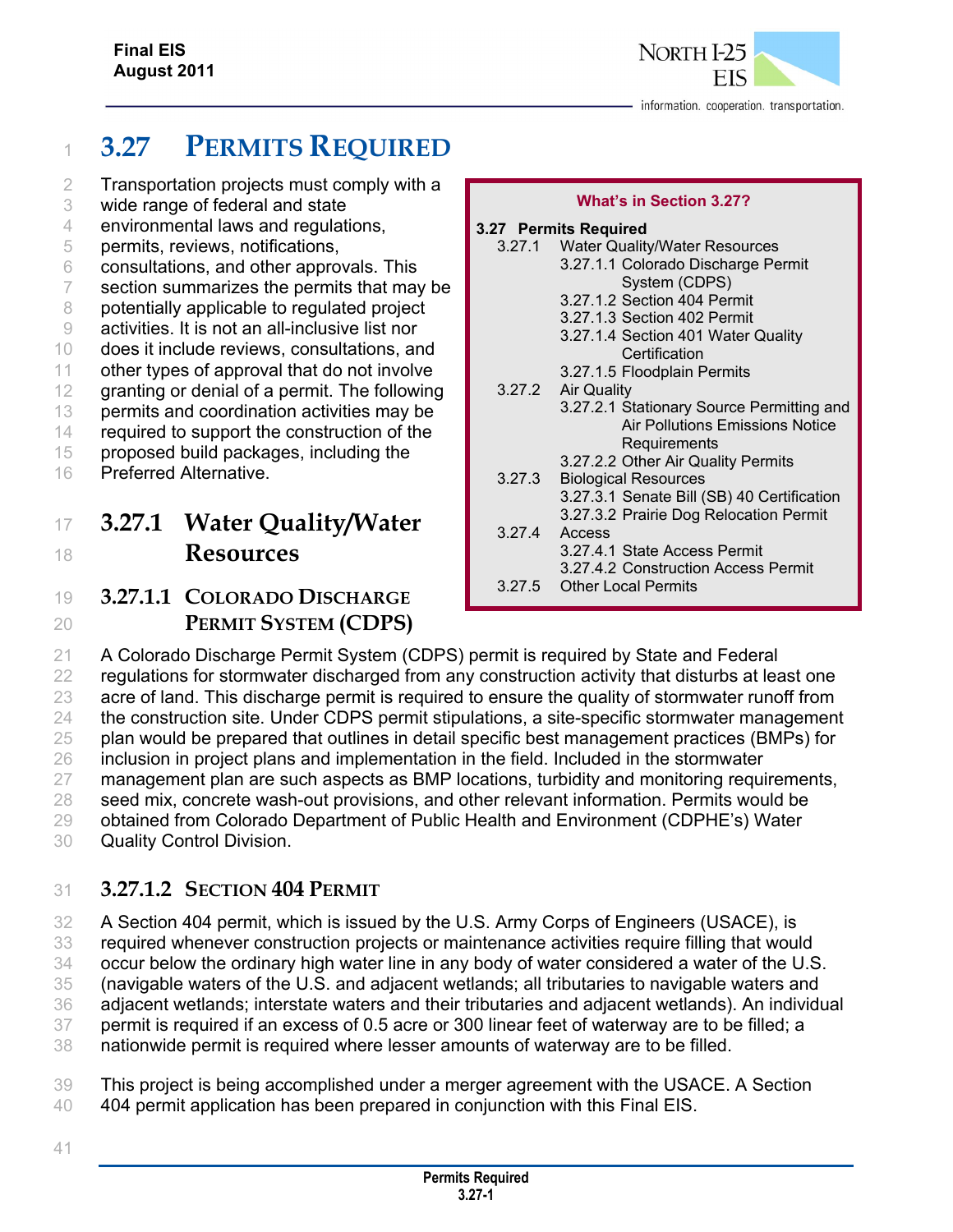# 3.27 PERMITS REQUIRED

Transportation projects must comply with a wide range of federal and state environmental laws and regulations, permits, reviews, notifications, consultations, and other approvals. This section summarizes the permits that may be potentially applicable to regulated project activities. It is not an all-inclusive list nor does it include reviews, consultations, and other types of approval that do not involve granting or denial of a permit. The following permits and coordination activities may be required to support the construction of the proposed build packages, including the Preferred Alternative.

> **What's in Section 3.27?**
>
> **3.27 Permits Required**
> - 3.27.1 Water Quality/Water Resources
>   - 3.27.1.1 Colorado Discharge Permit System (CDPS)
>   - 3.27.1.2 Section 404 Permit
>   - 3.27.1.3 Section 402 Permit
>   - 3.27.1.4 Section 401 Water Quality Certification
>   - 3.27.1.5 Floodplain Permits
> - 3.27.2 Air Quality
>   - 3.27.2.1 Stationary Source Permitting and Air Pollutions Emissions Notice Requirements
>   - 3.27.2.2 Other Air Quality Permits
> - 3.27.3 Biological Resources
>   - 3.27.3.1 Senate Bill (SB) 40 Certification
>   - 3.27.3.2 Prairie Dog Relocation Permit
> - 3.27.4 Access
>   - 3.27.4.1 State Access Permit
>   - 3.27.4.2 Construction Access Permit
> - 3.27.5 Other Local Permits

## 3.27.1 Water Quality/Water Resources

### 3.27.1.1 COLORADO DISCHARGE PERMIT SYSTEM (CDPS)

A Colorado Discharge Permit System (CDPS) permit is required by State and Federal regulations for stormwater discharged from any construction activity that disturbs at least one acre of land. This discharge permit is required to ensure the quality of stormwater runoff from the construction site. Under CDPS permit stipulations, a site-specific stormwater management plan would be prepared that outlines in detail specific best management practices (BMPs) for inclusion in project plans and implementation in the field. Included in the stormwater management plan are such aspects as BMP locations, turbidity and monitoring requirements, seed mix, concrete wash-out provisions, and other relevant information. Permits would be obtained from Colorado Department of Public Health and Environment (CDPHE's) Water Quality Control Division.

### 3.27.1.2 SECTION 404 PERMIT

A Section 404 permit, which is issued by the U.S. Army Corps of Engineers (USACE), is required whenever construction projects or maintenance activities require filling that would occur below the ordinary high water line in any body of water considered a water of the U.S. (navigable waters of the U.S. and adjacent wetlands; all tributaries to navigable waters and adjacent wetlands; interstate waters and their tributaries and adjacent wetlands). An individual permit is required if an excess of 0.5 acre or 300 linear feet of waterway are to be filled; a nationwide permit is required where lesser amounts of waterway are to be filled.

This project is being accomplished under a merger agreement with the USACE. A Section 404 permit application has been prepared in conjunction with this Final EIS.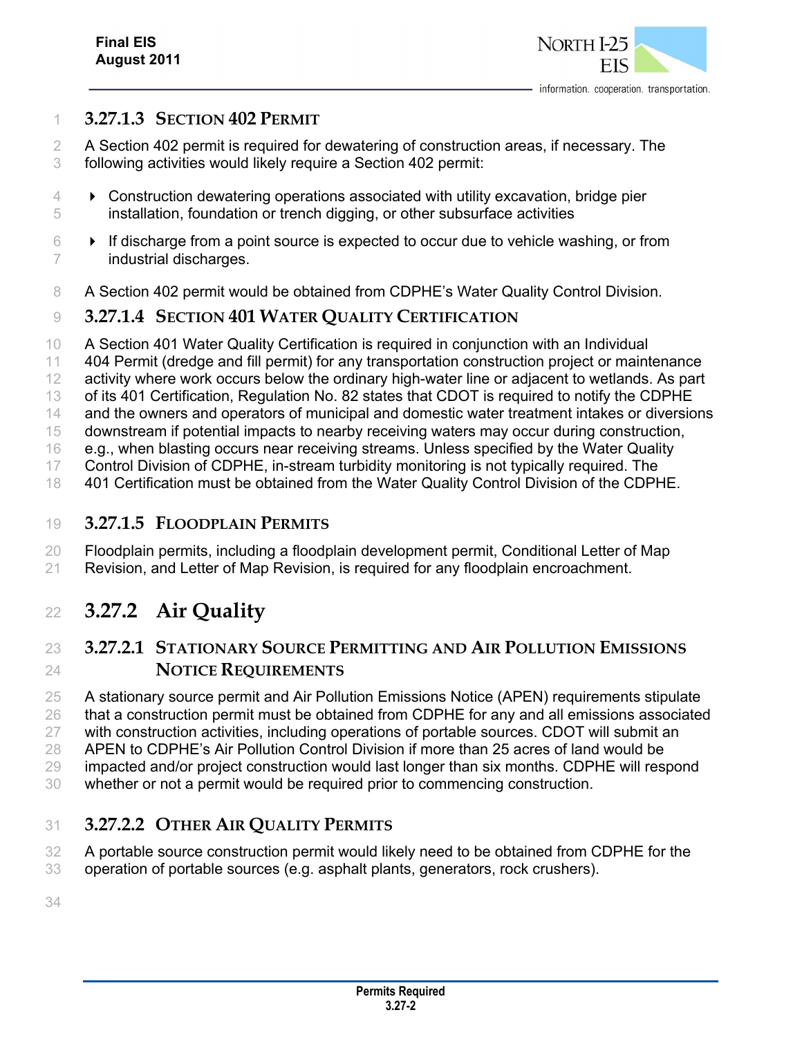#### 3.27.1.3 Section 402 Permit

A Section 402 permit is required for dewatering of construction areas, if necessary. The following activities would likely require a Section 402 permit:

- Construction dewatering operations associated with utility excavation, bridge pier installation, foundation or trench digging, or other subsurface activities
- If discharge from a point source is expected to occur due to vehicle washing, or from industrial discharges.

A Section 402 permit would be obtained from CDPHE's Water Quality Control Division.

#### 3.27.1.4 Section 401 Water Quality Certification

A Section 401 Water Quality Certification is required in conjunction with an Individual 404 Permit (dredge and fill permit) for any transportation construction project or maintenance activity where work occurs below the ordinary high-water line or adjacent to wetlands. As part of its 401 Certification, Regulation No. 82 states that CDOT is required to notify the CDPHE and the owners and operators of municipal and domestic water treatment intakes or diversions downstream if potential impacts to nearby receiving waters may occur during construction, e.g., when blasting occurs near receiving streams. Unless specified by the Water Quality Control Division of CDPHE, in-stream turbidity monitoring is not typically required. The 401 Certification must be obtained from the Water Quality Control Division of the CDPHE.

#### 3.27.1.5 Floodplain Permits

Floodplain permits, including a floodplain development permit, Conditional Letter of Map Revision, and Letter of Map Revision, is required for any floodplain encroachment.

### 3.27.2 Air Quality

#### 3.27.2.1 Stationary Source Permitting and Air Pollution Emissions Notice Requirements

A stationary source permit and Air Pollution Emissions Notice (APEN) requirements stipulate that a construction permit must be obtained from CDPHE for any and all emissions associated with construction activities, including operations of portable sources. CDOT will submit an APEN to CDPHE's Air Pollution Control Division if more than 25 acres of land would be impacted and/or project construction would last longer than six months. CDPHE will respond whether or not a permit would be required prior to commencing construction.

#### 3.27.2.2 Other Air Quality Permits

A portable source construction permit would likely need to be obtained from CDPHE for the operation of portable sources (e.g. asphalt plants, generators, rock crushers).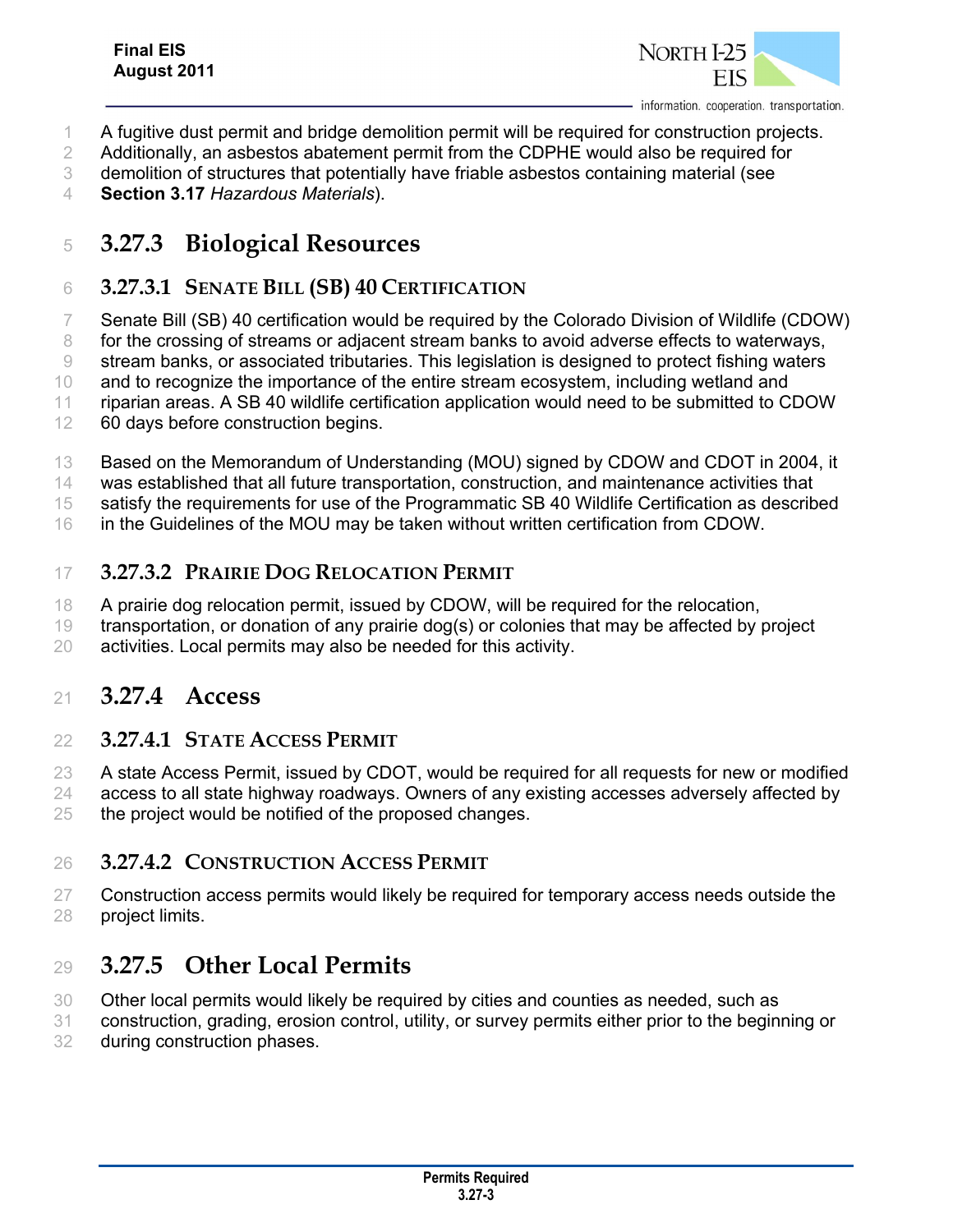A fugitive dust permit and bridge demolition permit will be required for construction projects. Additionally, an asbestos abatement permit from the CDPHE would also be required for demolition of structures that potentially have friable asbestos containing material (see **Section 3.17** *Hazardous Materials*).

## 3.27.3 Biological Resources

### 3.27.3.1 Senate Bill (SB) 40 Certification

Senate Bill (SB) 40 certification would be required by the Colorado Division of Wildlife (CDOW) for the crossing of streams or adjacent stream banks to avoid adverse effects to waterways, stream banks, or associated tributaries. This legislation is designed to protect fishing waters and to recognize the importance of the entire stream ecosystem, including wetland and riparian areas. A SB 40 wildlife certification application would need to be submitted to CDOW 60 days before construction begins.

Based on the Memorandum of Understanding (MOU) signed by CDOW and CDOT in 2004, it was established that all future transportation, construction, and maintenance activities that satisfy the requirements for use of the Programmatic SB 40 Wildlife Certification as described in the Guidelines of the MOU may be taken without written certification from CDOW.

### 3.27.3.2 Prairie Dog Relocation Permit

A prairie dog relocation permit, issued by CDOW, will be required for the relocation, transportation, or donation of any prairie dog(s) or colonies that may be affected by project activities. Local permits may also be needed for this activity.

## 3.27.4 Access

### 3.27.4.1 State Access Permit

A state Access Permit, issued by CDOT, would be required for all requests for new or modified access to all state highway roadways. Owners of any existing accesses adversely affected by the project would be notified of the proposed changes.

### 3.27.4.2 Construction Access Permit

Construction access permits would likely be required for temporary access needs outside the project limits.

## 3.27.5 Other Local Permits

Other local permits would likely be required by cities and counties as needed, such as construction, grading, erosion control, utility, or survey permits either prior to the beginning or during construction phases.